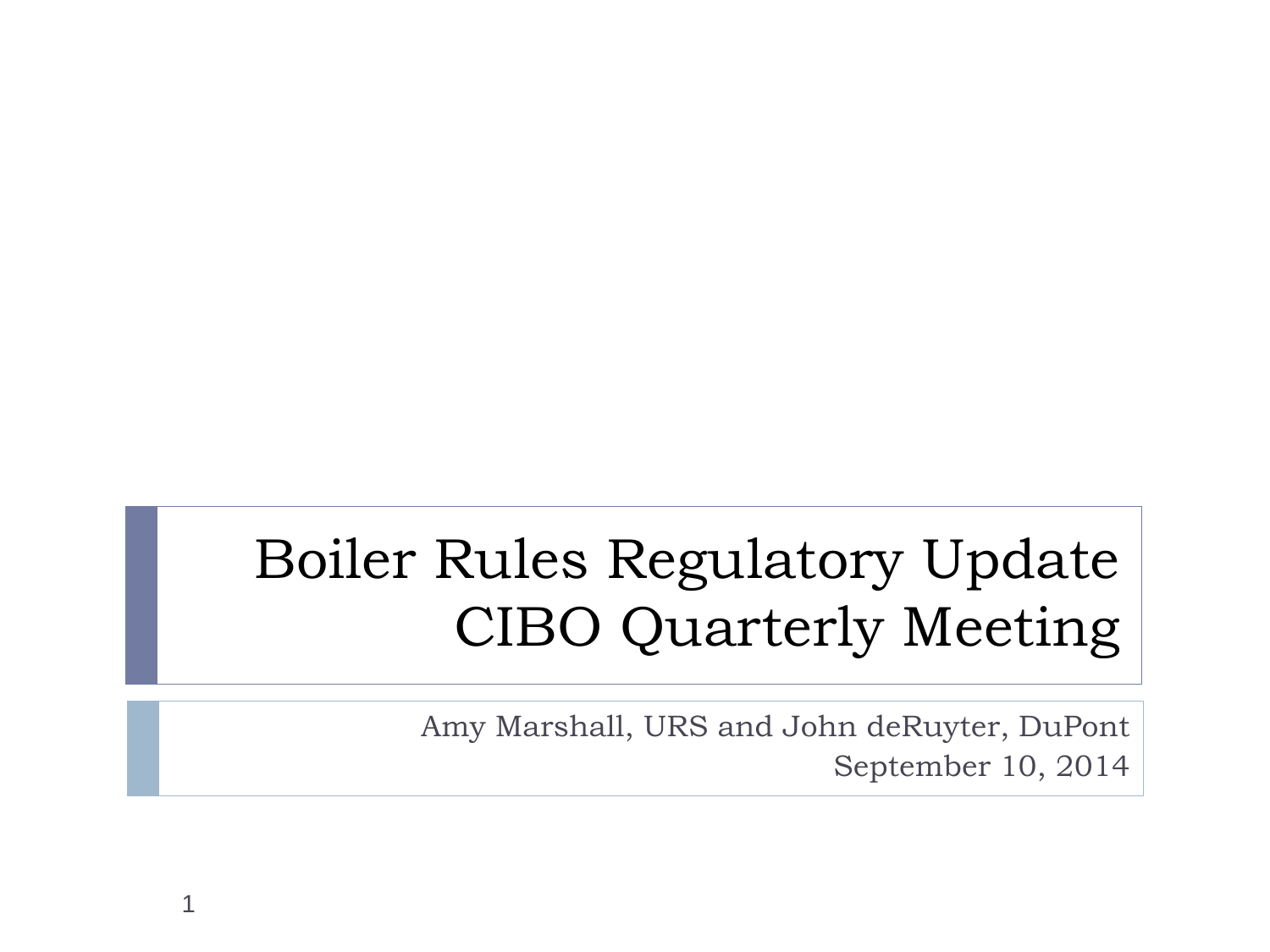# Boiler Rules Regulatory Update
# CIBO Quarterly Meeting

Amy Marshall, URS and John deRuyter, DuPont

September 10, 2014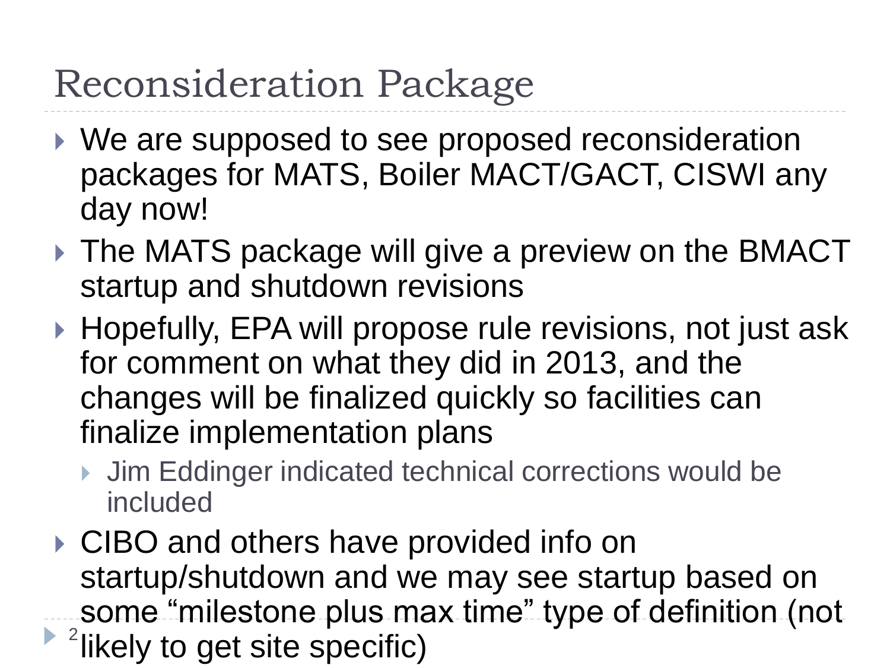# Reconsideration Package

- We are supposed to see proposed reconsideration packages for MATS, Boiler MACT/GACT, CISWI any day now!
- The MATS package will give a preview on the BMACT startup and shutdown revisions
- Hopefully, EPA will propose rule revisions, not just ask for comment on what they did in 2013, and the changes will be finalized quickly so facilities can finalize implementation plans
  - Jim Eddinger indicated technical corrections would be included
- CIBO and others have provided info on startup/shutdown and we may see startup based on some "milestone plus max time" type of definition (not likely to get site specific)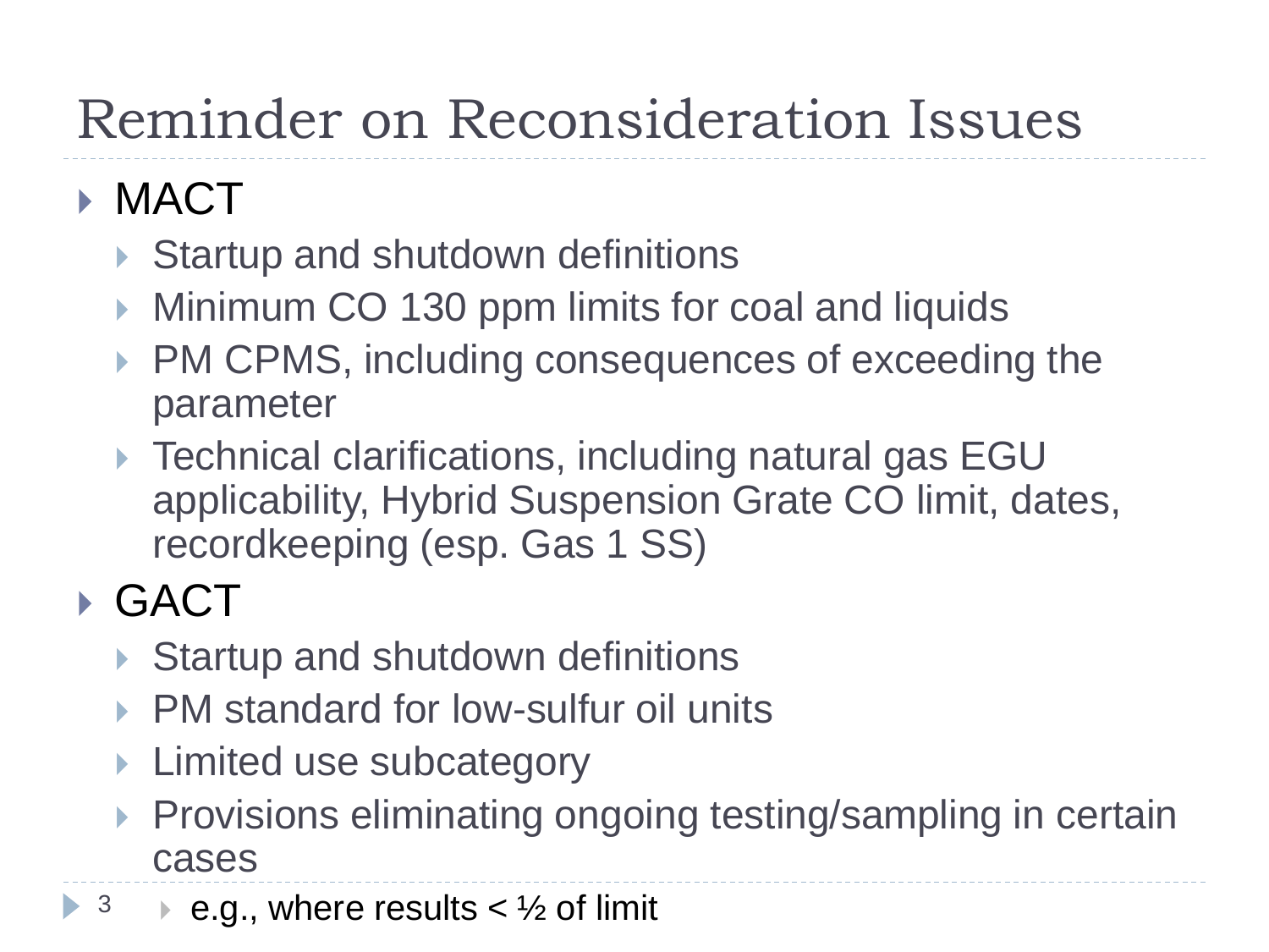# Reminder on Reconsideration Issues

- MACT
  - Startup and shutdown definitions
  - Minimum CO 130 ppm limits for coal and liquids
  - PM CPMS, including consequences of exceeding the parameter
  - Technical clarifications, including natural gas EGU applicability, Hybrid Suspension Grate CO limit, dates, recordkeeping (esp. Gas 1 SS)
- GACT
  - Startup and shutdown definitions
  - PM standard for low-sulfur oil units
  - Limited use subcategory
  - Provisions eliminating ongoing testing/sampling in certain cases
    - e.g., where results < ½ of limit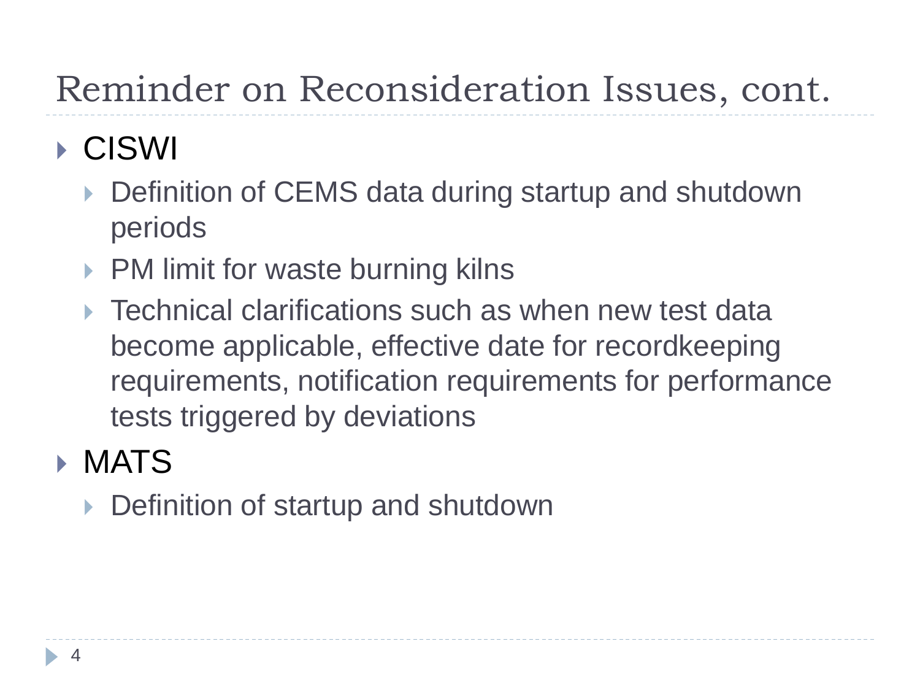# Reminder on Reconsideration Issues, cont.

- CISWI
  - Definition of CEMS data during startup and shutdown periods
  - PM limit for waste burning kilns
  - Technical clarifications such as when new test data become applicable, effective date for recordkeeping requirements, notification requirements for performance tests triggered by deviations
- MATS
  - Definition of startup and shutdown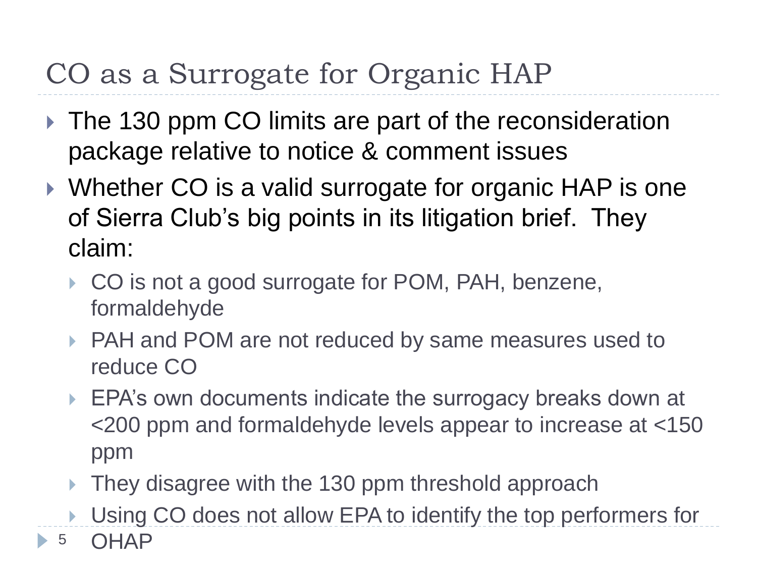# CO as a Surrogate for Organic HAP

- The 130 ppm CO limits are part of the reconsideration package relative to notice & comment issues
- Whether CO is a valid surrogate for organic HAP is one of Sierra Club's big points in its litigation brief. They claim:
  - CO is not a good surrogate for POM, PAH, benzene, formaldehyde
  - PAH and POM are not reduced by same measures used to reduce CO
  - EPA's own documents indicate the surrogacy breaks down at <200 ppm and formaldehyde levels appear to increase at <150 ppm
  - They disagree with the 130 ppm threshold approach
  - Using CO does not allow EPA to identify the top performers for OHAP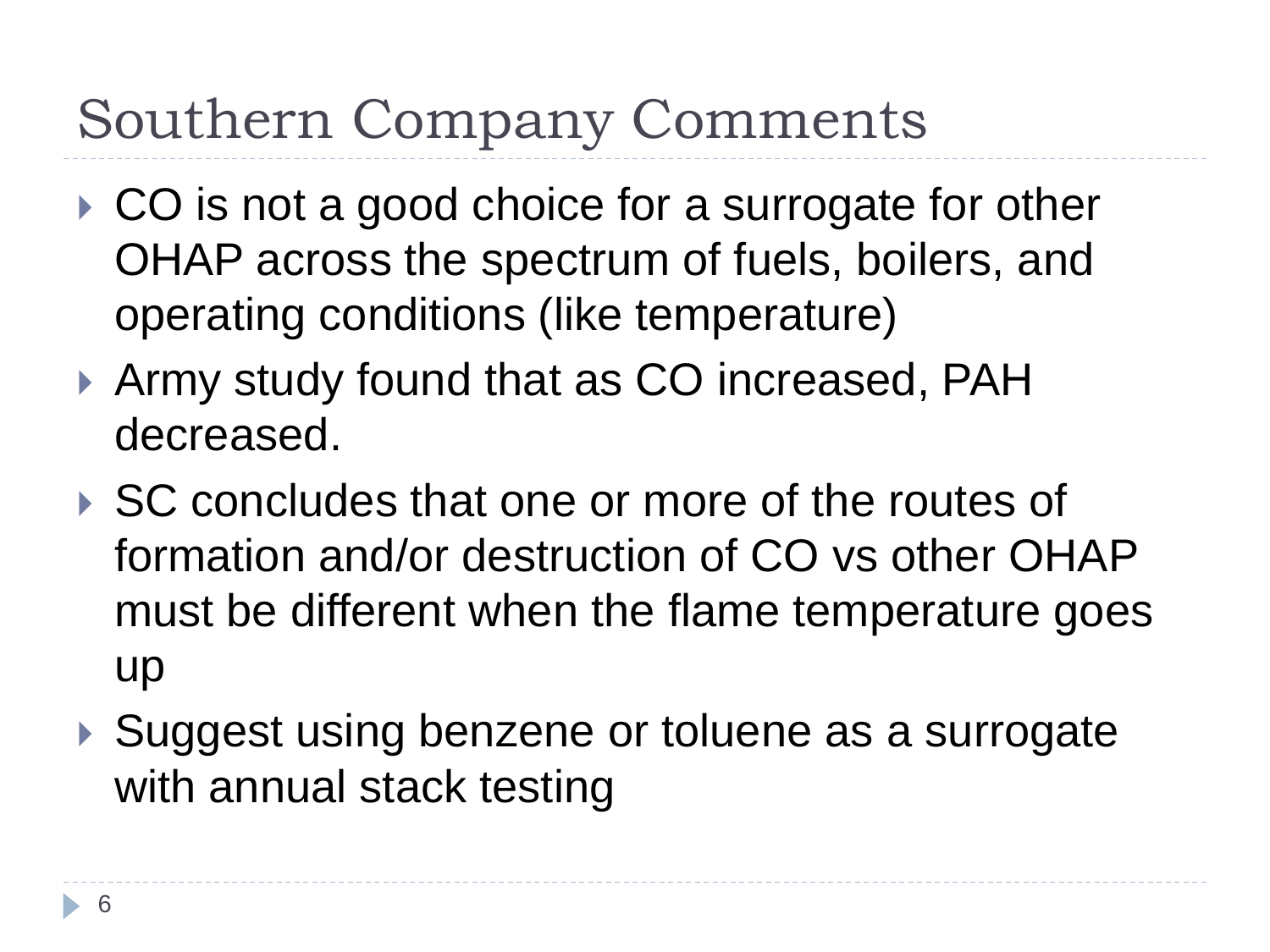# Southern Company Comments

- CO is not a good choice for a surrogate for other OHAP across the spectrum of fuels, boilers, and operating conditions (like temperature)
- Army study found that as CO increased, PAH decreased.
- SC concludes that one or more of the routes of formation and/or destruction of CO vs other OHAP must be different when the flame temperature goes up
- Suggest using benzene or toluene as a surrogate with annual stack testing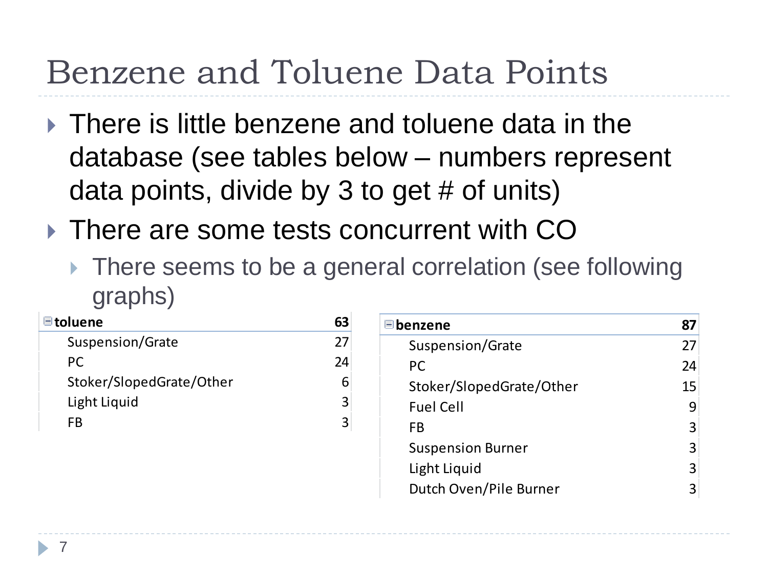# Benzene and Toluene Data Points

- There is little benzene and toluene data in the database (see tables below – numbers represent data points, divide by 3 to get # of units)
- There are some tests concurrent with CO
  - There seems to be a general correlation (see following graphs)

| toluene | 63 |
|---|---|
| Suspension/Grate | 27 |
| PC | 24 |
| Stoker/SlopedGrate/Other | 6 |
| Light Liquid | 3 |
| FB | 3 |

| benzene | 87 |
|---|---|
| Suspension/Grate | 27 |
| PC | 24 |
| Stoker/SlopedGrate/Other | 15 |
| Fuel Cell | 9 |
| FB | 3 |
| Suspension Burner | 3 |
| Light Liquid | 3 |
| Dutch Oven/Pile Burner | 3 |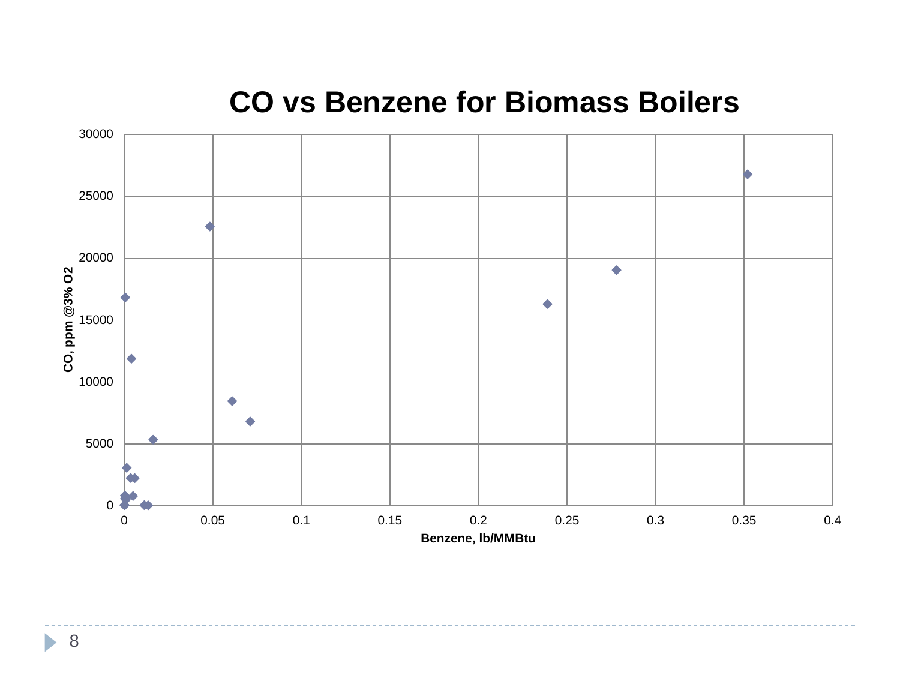# CO vs Benzene for Biomass Boilers

CO, ppm @3% O2

Benzene, lb/MMBtu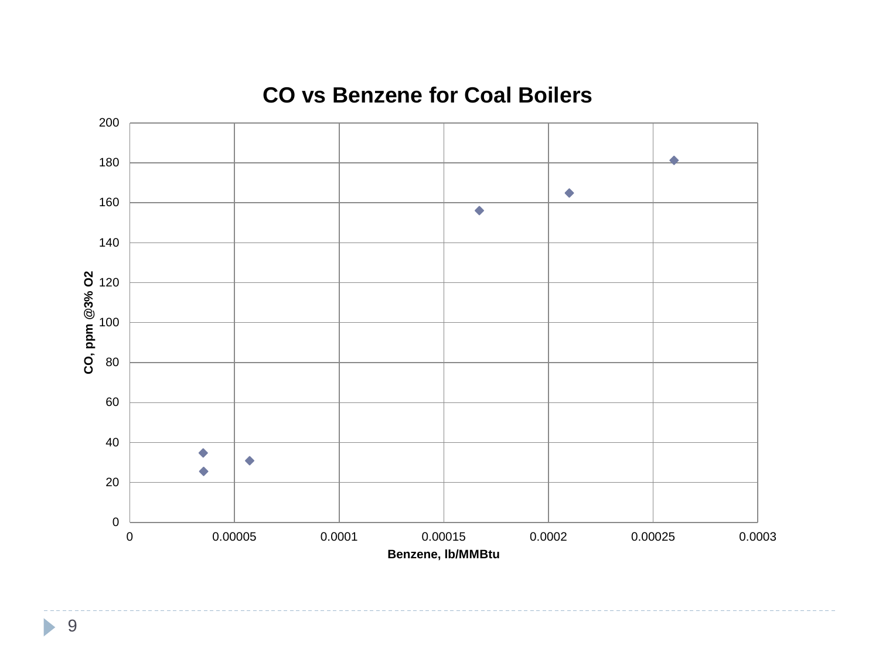# CO vs Benzene for Coal Boilers

| Benzene, lb/MMBtu | CO, ppm @3% O2 |
|---|---|
| 0.000035 | 35 |
| 0.000035 | 26 |
| 0.000057 | 31 |
| 0.000167 | 156 |
| 0.00021 | 165 |
| 0.00026 | 181 |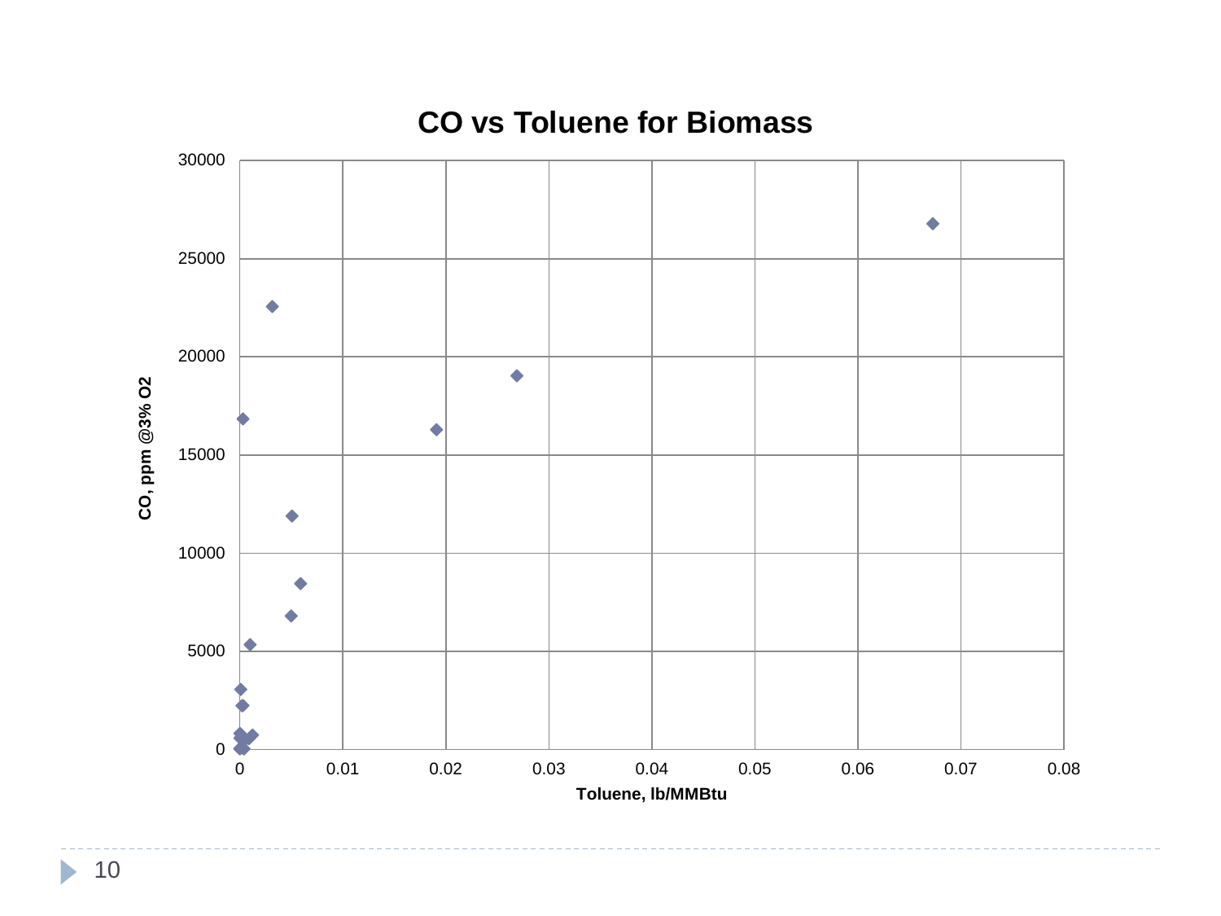## CO vs Toluene for Biomass

CO, ppm @3% O2

Toluene, lb/MMBtu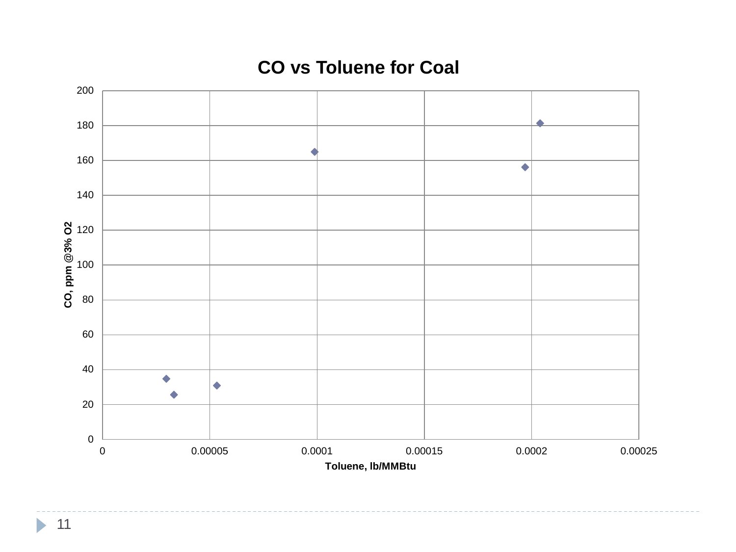## CO vs Toluene for Coal

| Toluene, lb/MMBtu | CO, ppm @3% O2 |
|---|---|
| 0.00003 | 35 |
| 0.000033 | 26 |
| 0.000053 | 31 |
| 0.000099 | 165 |
| 0.000197 | 156 |
| 0.000204 | 181 |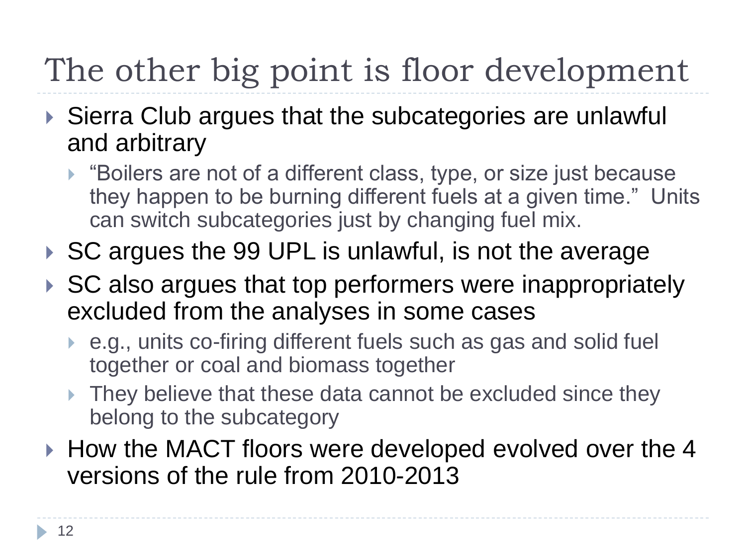# The other big point is floor development

- Sierra Club argues that the subcategories are unlawful and arbitrary
  - "Boilers are not of a different class, type, or size just because they happen to be burning different fuels at a given time." Units can switch subcategories just by changing fuel mix.
- SC argues the 99 UPL is unlawful, is not the average
- SC also argues that top performers were inappropriately excluded from the analyses in some cases
  - e.g., units co-firing different fuels such as gas and solid fuel together or coal and biomass together
  - They believe that these data cannot be excluded since they belong to the subcategory
- How the MACT floors were developed evolved over the 4 versions of the rule from 2010-2013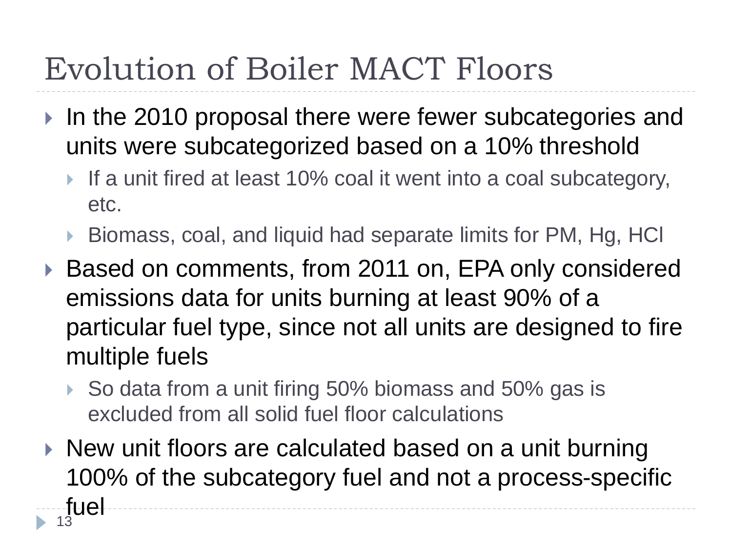# Evolution of Boiler MACT Floors

- In the 2010 proposal there were fewer subcategories and units were subcategorized based on a 10% threshold
  - If a unit fired at least 10% coal it went into a coal subcategory, etc.
  - Biomass, coal, and liquid had separate limits for PM, Hg, HCl
- Based on comments, from 2011 on, EPA only considered emissions data for units burning at least 90% of a particular fuel type, since not all units are designed to fire multiple fuels
  - So data from a unit firing 50% biomass and 50% gas is excluded from all solid fuel floor calculations
- New unit floors are calculated based on a unit burning 100% of the subcategory fuel and not a process-specific fuel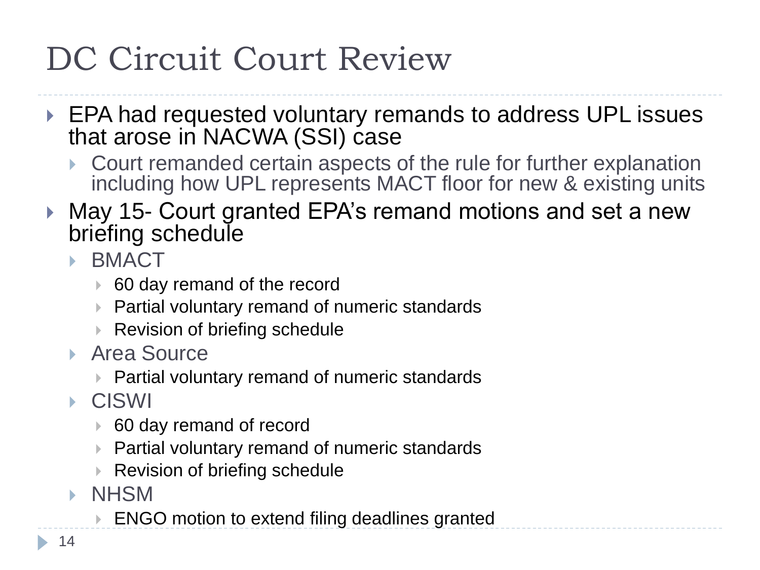# DC Circuit Court Review

- EPA had requested voluntary remands to address UPL issues that arose in NACWA (SSI) case
  - Court remanded certain aspects of the rule for further explanation including how UPL represents MACT floor for new & existing units
- May 15- Court granted EPA's remand motions and set a new briefing schedule
  - BMACT
    - 60 day remand of the record
    - Partial voluntary remand of numeric standards
    - Revision of briefing schedule
  - Area Source
    - Partial voluntary remand of numeric standards
  - CISWI
    - 60 day remand of record
    - Partial voluntary remand of numeric standards
    - Revision of briefing schedule
  - NHSM
    - ENGO motion to extend filing deadlines granted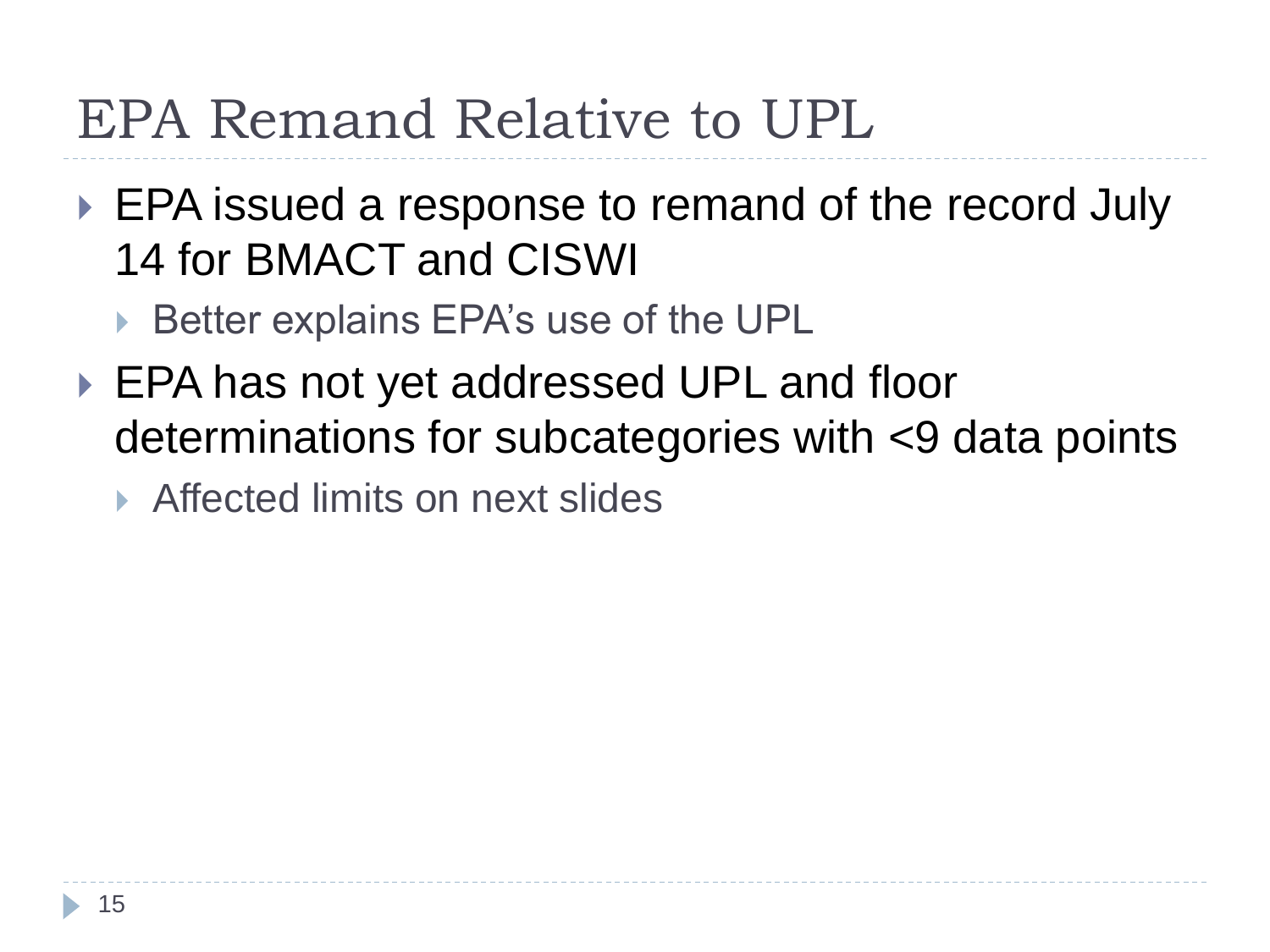# EPA Remand Relative to UPL

- EPA issued a response to remand of the record July 14 for BMACT and CISWI
  - Better explains EPA's use of the UPL
- EPA has not yet addressed UPL and floor determinations for subcategories with <9 data points
  - Affected limits on next slides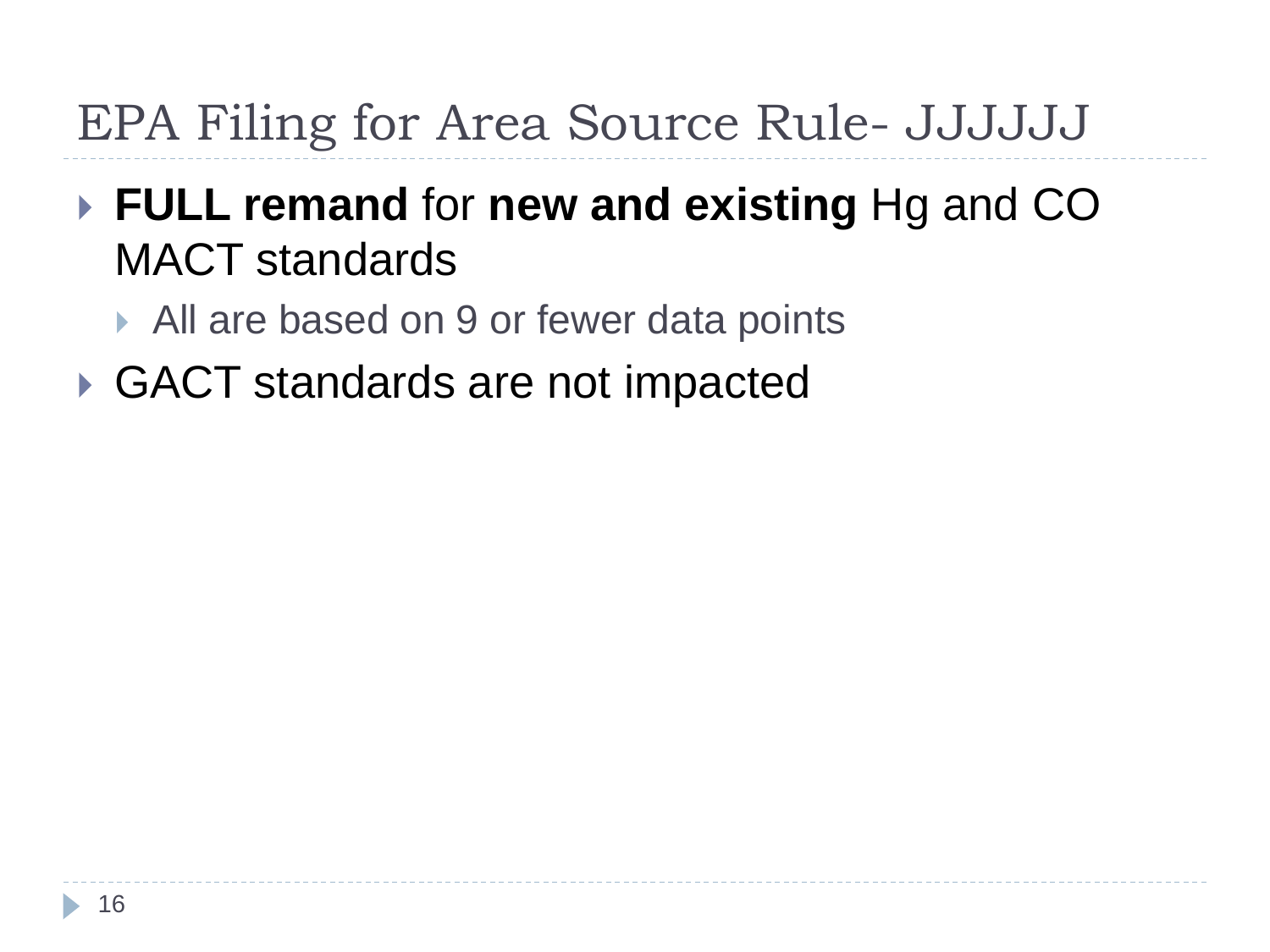# EPA Filing for Area Source Rule- JJJJJJ

- **FULL remand** for **new and existing** Hg and CO MACT standards
  - All are based on 9 or fewer data points
- GACT standards are not impacted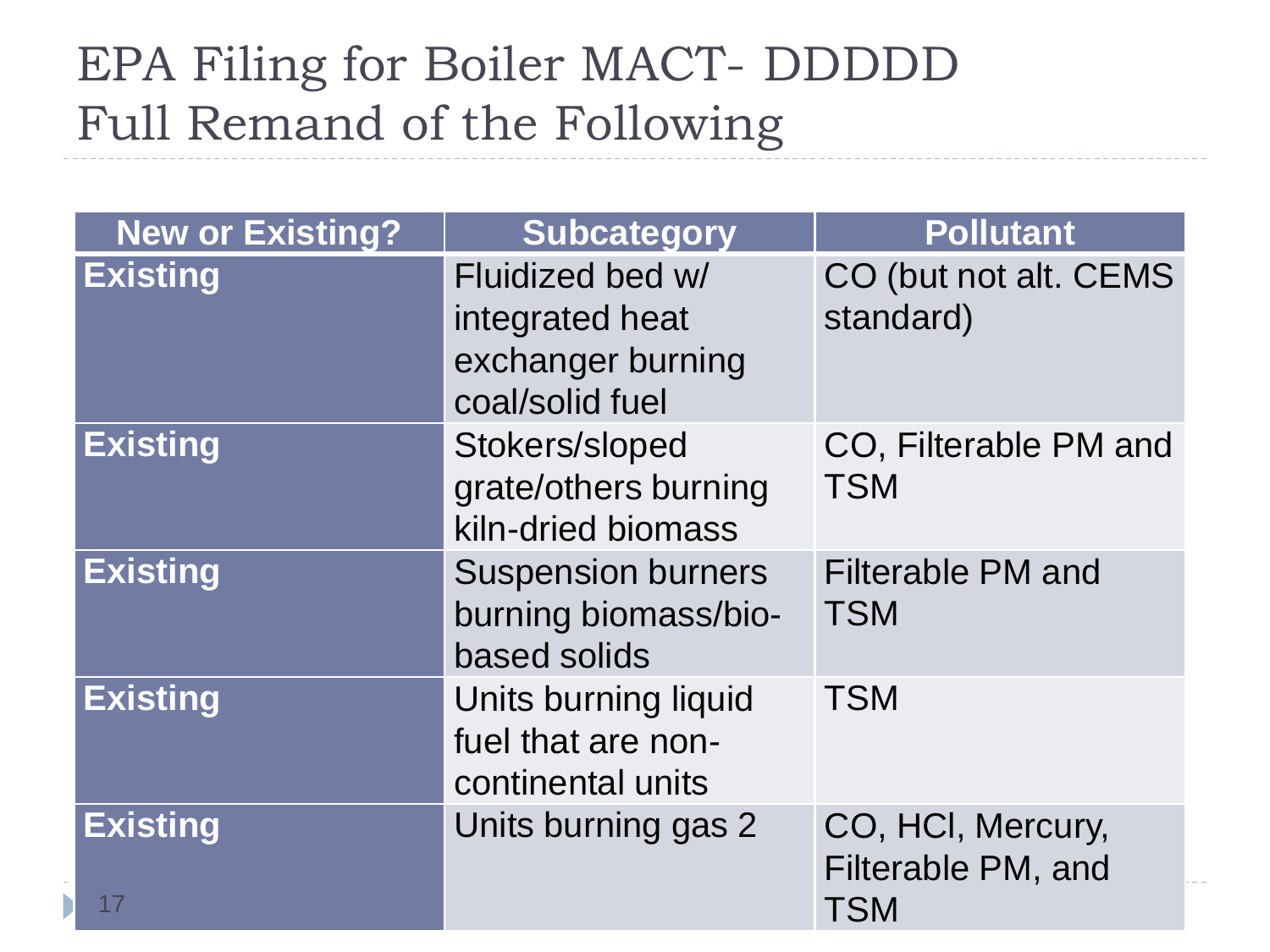# EPA Filing for Boiler MACT- DDDDD Full Remand of the Following

| New or Existing? | Subcategory | Pollutant |
| --- | --- | --- |
| **Existing** | Fluidized bed w/ integrated heat exchanger burning coal/solid fuel | CO (but not alt. CEMS standard) |
| **Existing** | Stokers/sloped grate/others burning kiln-dried biomass | CO, Filterable PM and TSM |
| **Existing** | Suspension burners burning biomass/bio-based solids | Filterable PM and TSM |
| **Existing** | Units burning liquid fuel that are non-continental units | TSM |
| **Existing** | Units burning gas 2 | CO, HCl, Mercury, Filterable PM, and TSM |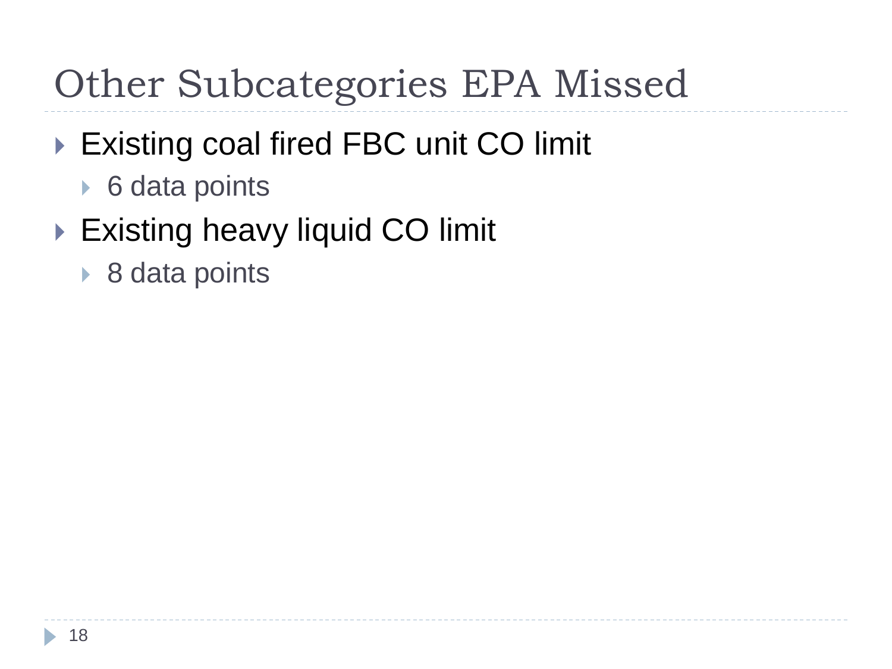# Other Subcategories EPA Missed

- Existing coal fired FBC unit CO limit
  - 6 data points
- Existing heavy liquid CO limit
  - 8 data points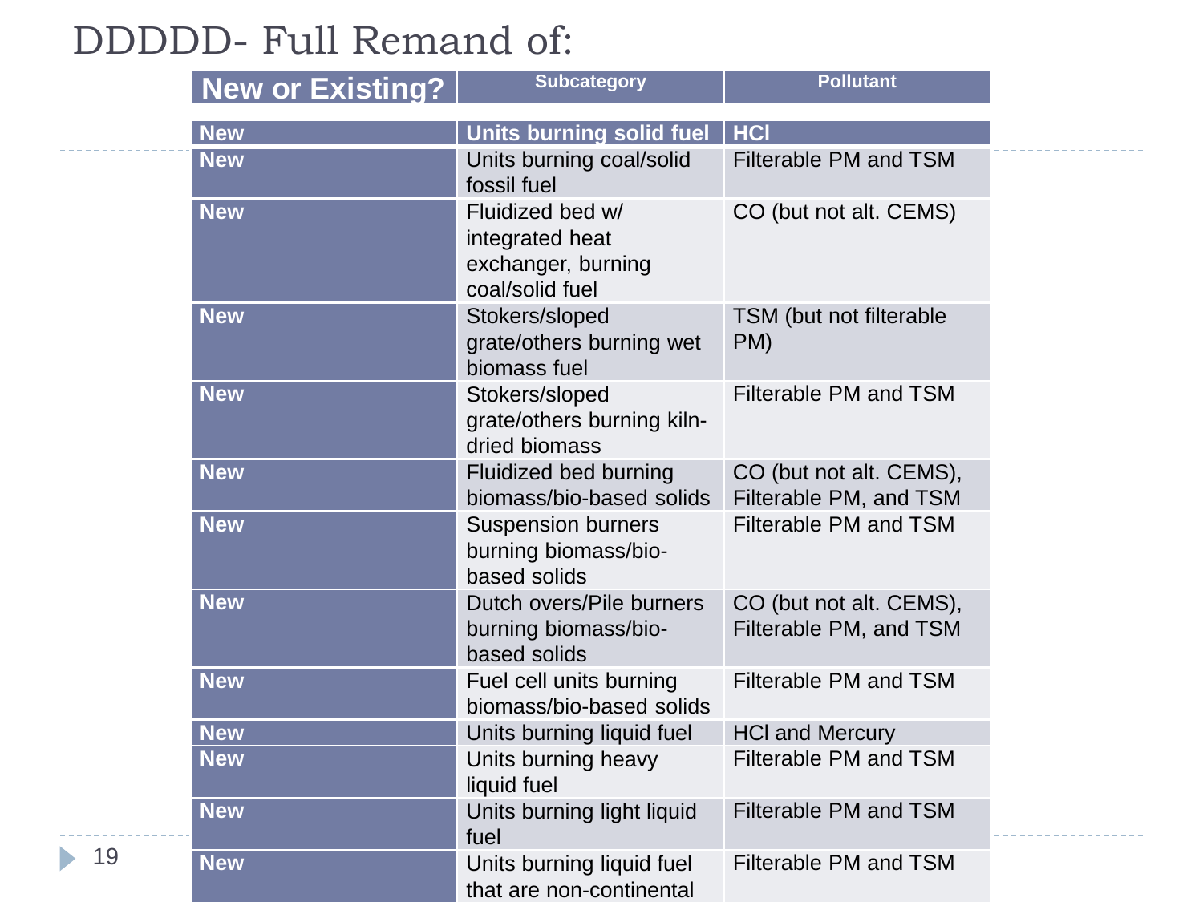# DDDDD- Full Remand of:

| New or Existing? | Subcategory | Pollutant |
|---|---|---|
| New | Units burning solid fuel | HCl |
| New | Units burning coal/solid fossil fuel | Filterable PM and TSM |
| New | Fluidized bed w/ integrated heat exchanger, burning coal/solid fuel | CO (but not alt. CEMS) |
| New | Stokers/sloped grate/others burning wet biomass fuel | TSM (but not filterable PM) |
| New | Stokers/sloped grate/others burning kiln-dried biomass | Filterable PM and TSM |
| New | Fluidized bed burning biomass/bio-based solids | CO (but not alt. CEMS), Filterable PM, and TSM |
| New | Suspension burners burning biomass/bio-based solids | Filterable PM and TSM |
| New | Dutch overs/Pile burners burning biomass/bio-based solids | CO (but not alt. CEMS), Filterable PM, and TSM |
| New | Fuel cell units burning biomass/bio-based solids | Filterable PM and TSM |
| New | Units burning liquid fuel | HCl and Mercury |
| New | Units burning heavy liquid fuel | Filterable PM and TSM |
| New | Units burning light liquid fuel | Filterable PM and TSM |
| New | Units burning liquid fuel that are non-continental | Filterable PM and TSM |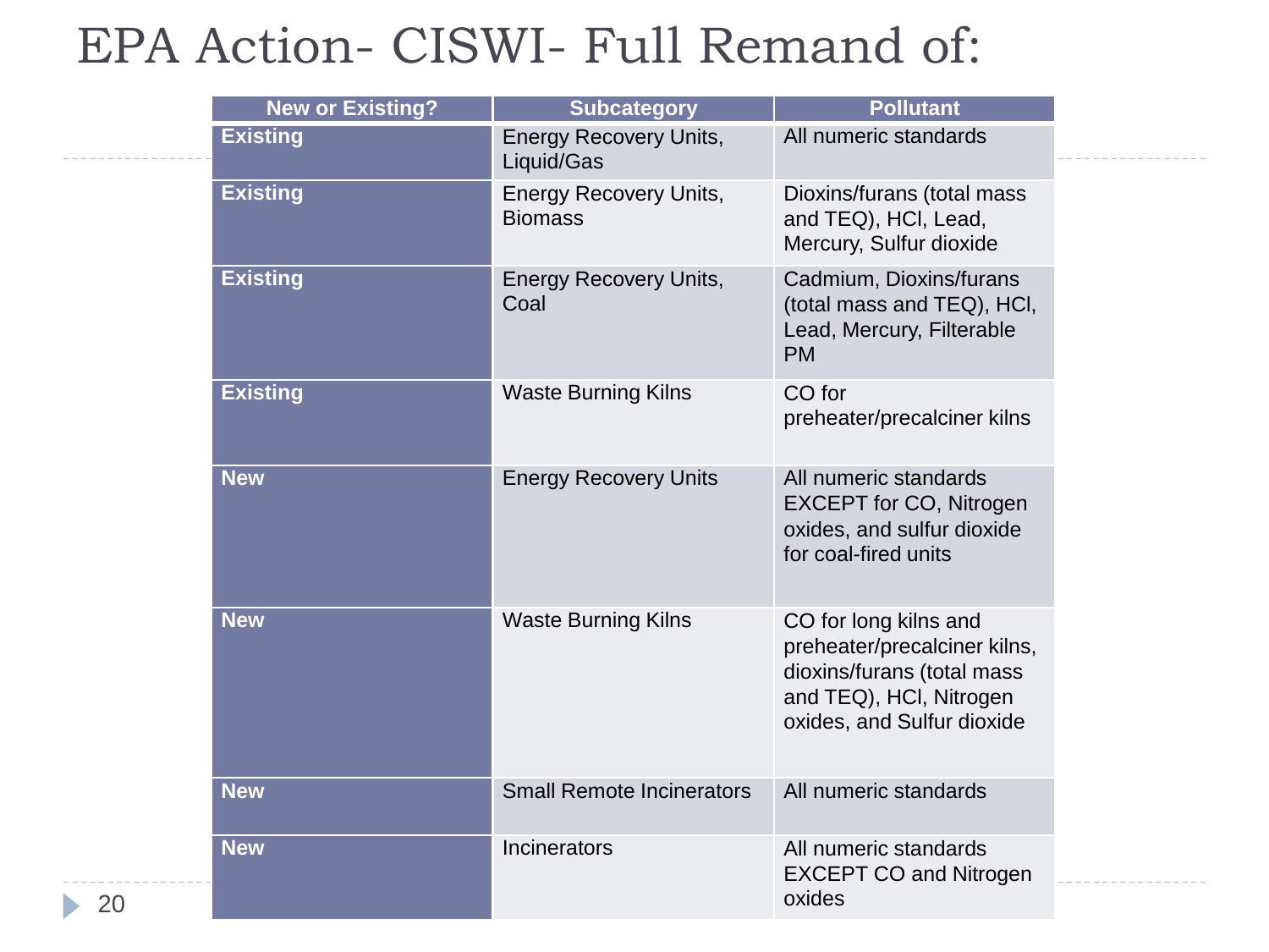# EPA Action- CISWI- Full Remand of:

| New or Existing? | Subcategory | Pollutant |
|---|---|---|
| **Existing** | Energy Recovery Units, Liquid/Gas | All numeric standards |
| **Existing** | Energy Recovery Units, Biomass | Dioxins/furans (total mass and TEQ), HCl, Lead, Mercury, Sulfur dioxide |
| **Existing** | Energy Recovery Units, Coal | Cadmium, Dioxins/furans (total mass and TEQ), HCl, Lead, Mercury, Filterable PM |
| **Existing** | Waste Burning Kilns | CO for preheater/precalciner kilns |
| **New** | Energy Recovery Units | All numeric standards EXCEPT for CO, Nitrogen oxides, and sulfur dioxide for coal-fired units |
| **New** | Waste Burning Kilns | CO for long kilns and preheater/precalciner kilns, dioxins/furans (total mass and TEQ), HCl, Nitrogen oxides, and Sulfur dioxide |
| **New** | Small Remote Incinerators | All numeric standards |
| **New** | Incinerators | All numeric standards EXCEPT CO and Nitrogen oxides |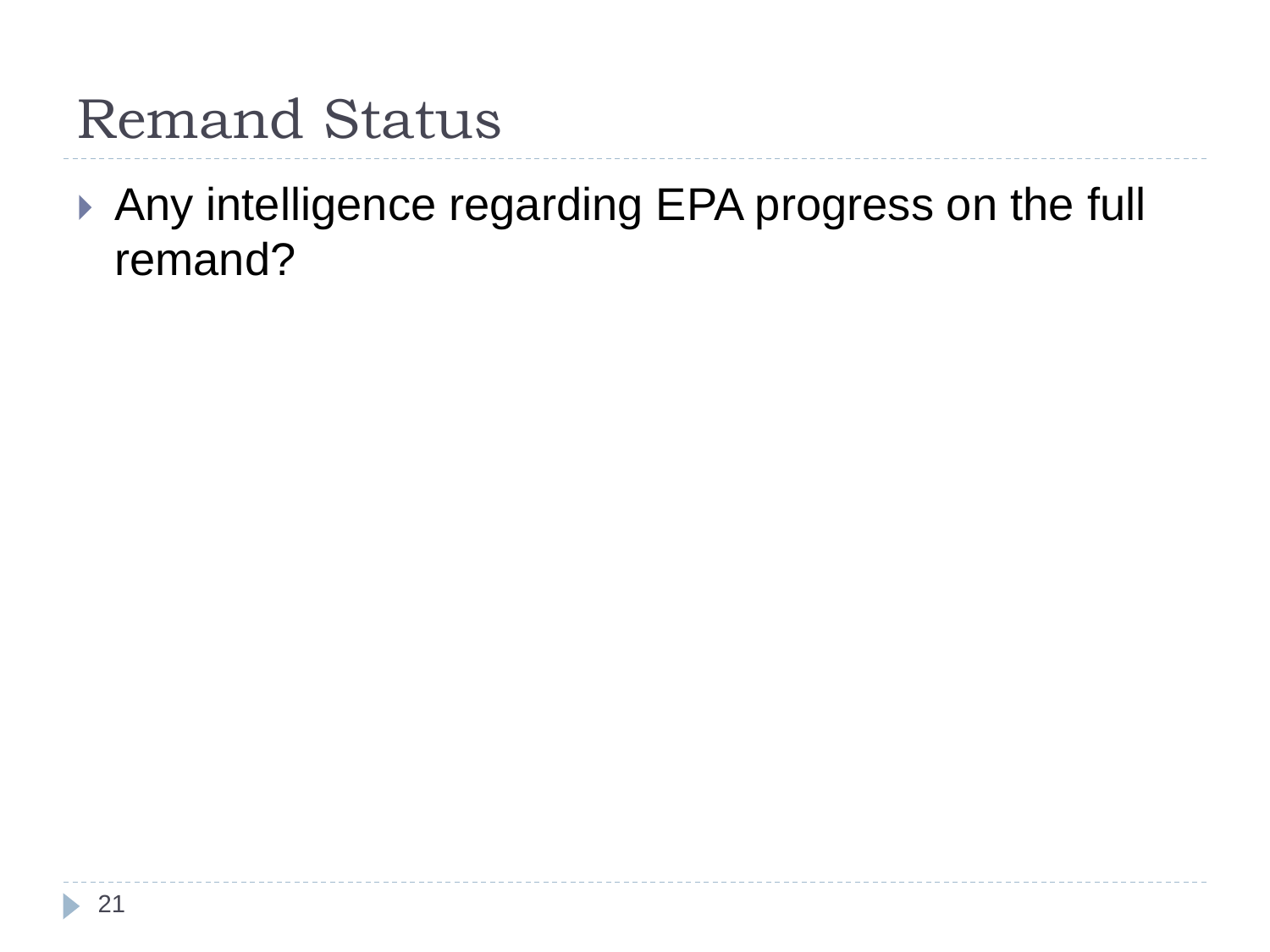# Remand Status

- Any intelligence regarding EPA progress on the full remand?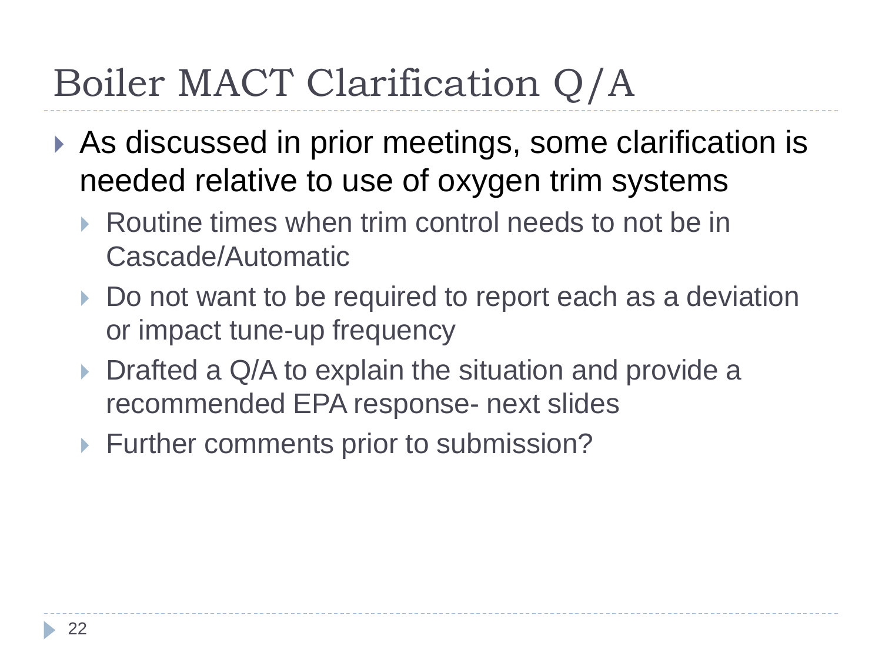# Boiler MACT Clarification Q/A

- As discussed in prior meetings, some clarification is needed relative to use of oxygen trim systems
  - Routine times when trim control needs to not be in Cascade/Automatic
  - Do not want to be required to report each as a deviation or impact tune-up frequency
  - Drafted a Q/A to explain the situation and provide a recommended EPA response- next slides
  - Further comments prior to submission?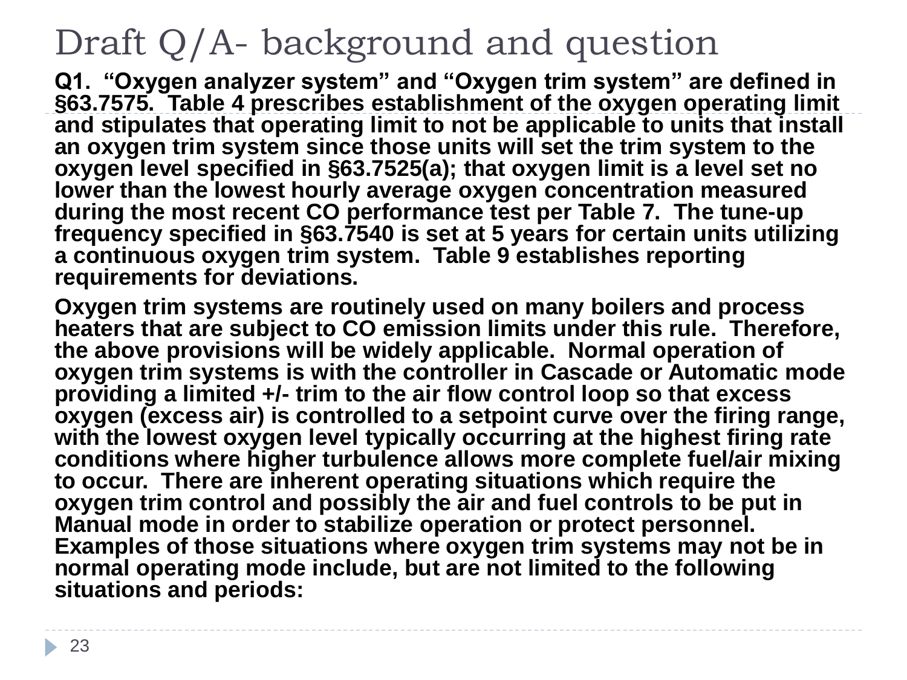# Draft Q/A- background and question

**Q1. "Oxygen analyzer system" and "Oxygen trim system" are defined in §63.7575. Table 4 prescribes establishment of the oxygen operating limit and stipulates that operating limit to not be applicable to units that install an oxygen trim system since those units will set the trim system to the oxygen level specified in §63.7525(a); that oxygen limit is a level set no lower than the lowest hourly average oxygen concentration measured during the most recent CO performance test per Table 7. The tune-up frequency specified in §63.7540 is set at 5 years for certain units utilizing a continuous oxygen trim system. Table 9 establishes reporting requirements for deviations.**

**Oxygen trim systems are routinely used on many boilers and process heaters that are subject to CO emission limits under this rule. Therefore, the above provisions will be widely applicable. Normal operation of oxygen trim systems is with the controller in Cascade or Automatic mode providing a limited +/- trim to the air flow control loop so that excess oxygen (excess air) is controlled to a setpoint curve over the firing range, with the lowest oxygen level typically occurring at the highest firing rate conditions where higher turbulence allows more complete fuel/air mixing to occur. There are inherent operating situations which require the oxygen trim control and possibly the air and fuel controls to be put in Manual mode in order to stabilize operation or protect personnel. Examples of those situations where oxygen trim systems may not be in normal operating mode include, but are not limited to the following situations and periods:**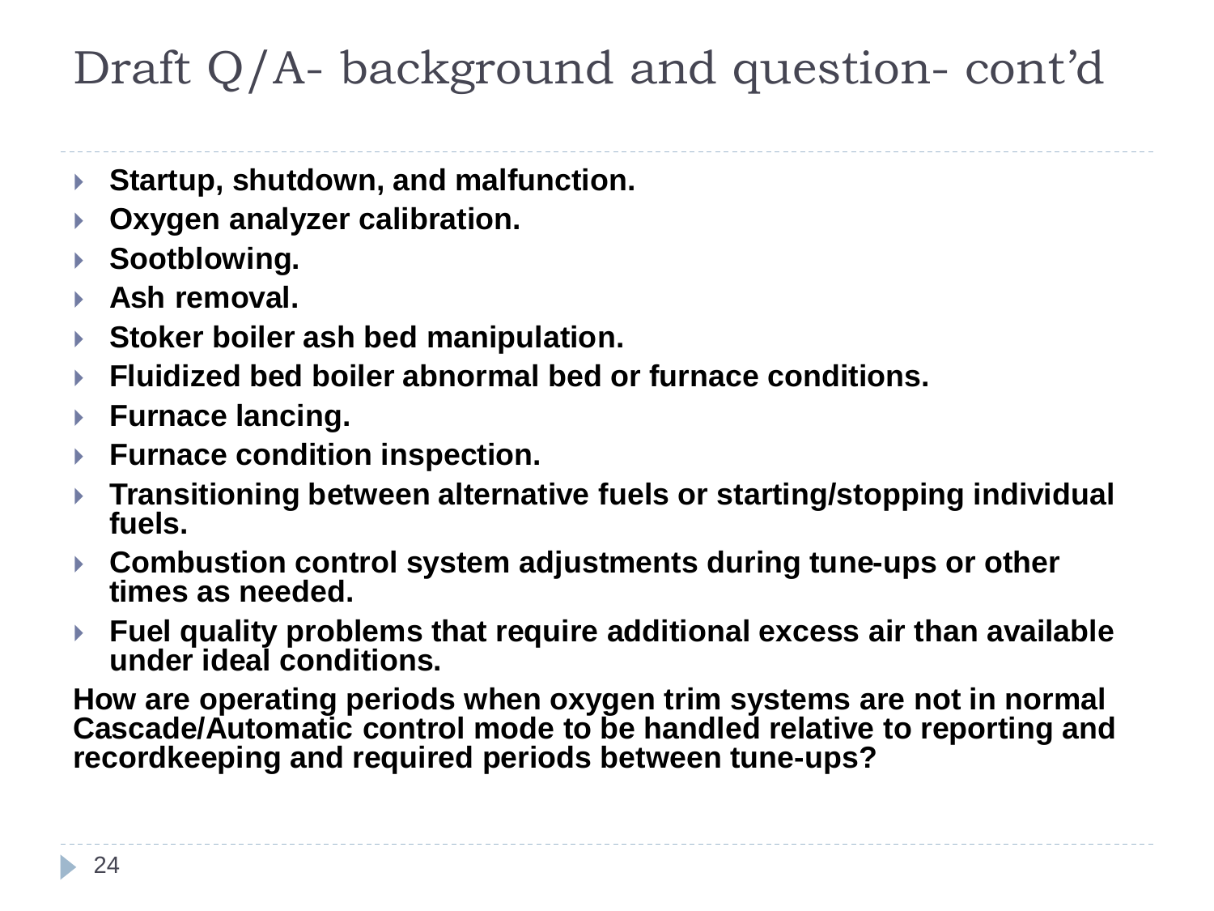# Draft Q/A- background and question- cont'd

- **Startup, shutdown, and malfunction.**
- **Oxygen analyzer calibration.**
- **Sootblowing.**
- **Ash removal.**
- **Stoker boiler ash bed manipulation.**
- **Fluidized bed boiler abnormal bed or furnace conditions.**
- **Furnace lancing.**
- **Furnace condition inspection.**
- **Transitioning between alternative fuels or starting/stopping individual fuels.**
- **Combustion control system adjustments during tune-ups or other times as needed.**
- **Fuel quality problems that require additional excess air than available under ideal conditions.**

**How are operating periods when oxygen trim systems are not in normal Cascade/Automatic control mode to be handled relative to reporting and recordkeeping and required periods between tune-ups?**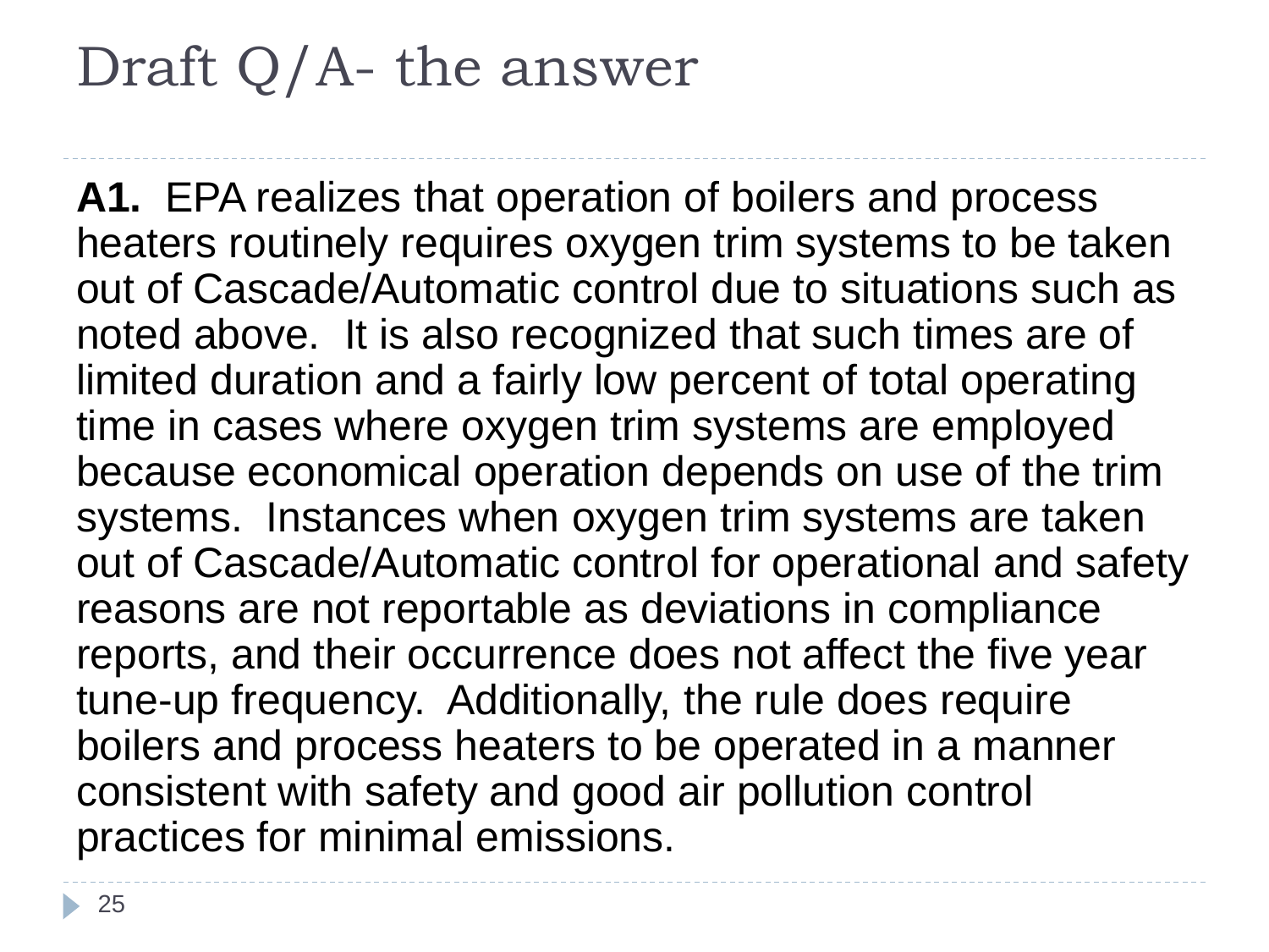# Draft Q/A- the answer

**A1.** EPA realizes that operation of boilers and process heaters routinely requires oxygen trim systems to be taken out of Cascade/Automatic control due to situations such as noted above. It is also recognized that such times are of limited duration and a fairly low percent of total operating time in cases where oxygen trim systems are employed because economical operation depends on use of the trim systems. Instances when oxygen trim systems are taken out of Cascade/Automatic control for operational and safety reasons are not reportable as deviations in compliance reports, and their occurrence does not affect the five year tune-up frequency. Additionally, the rule does require boilers and process heaters to be operated in a manner consistent with safety and good air pollution control practices for minimal emissions.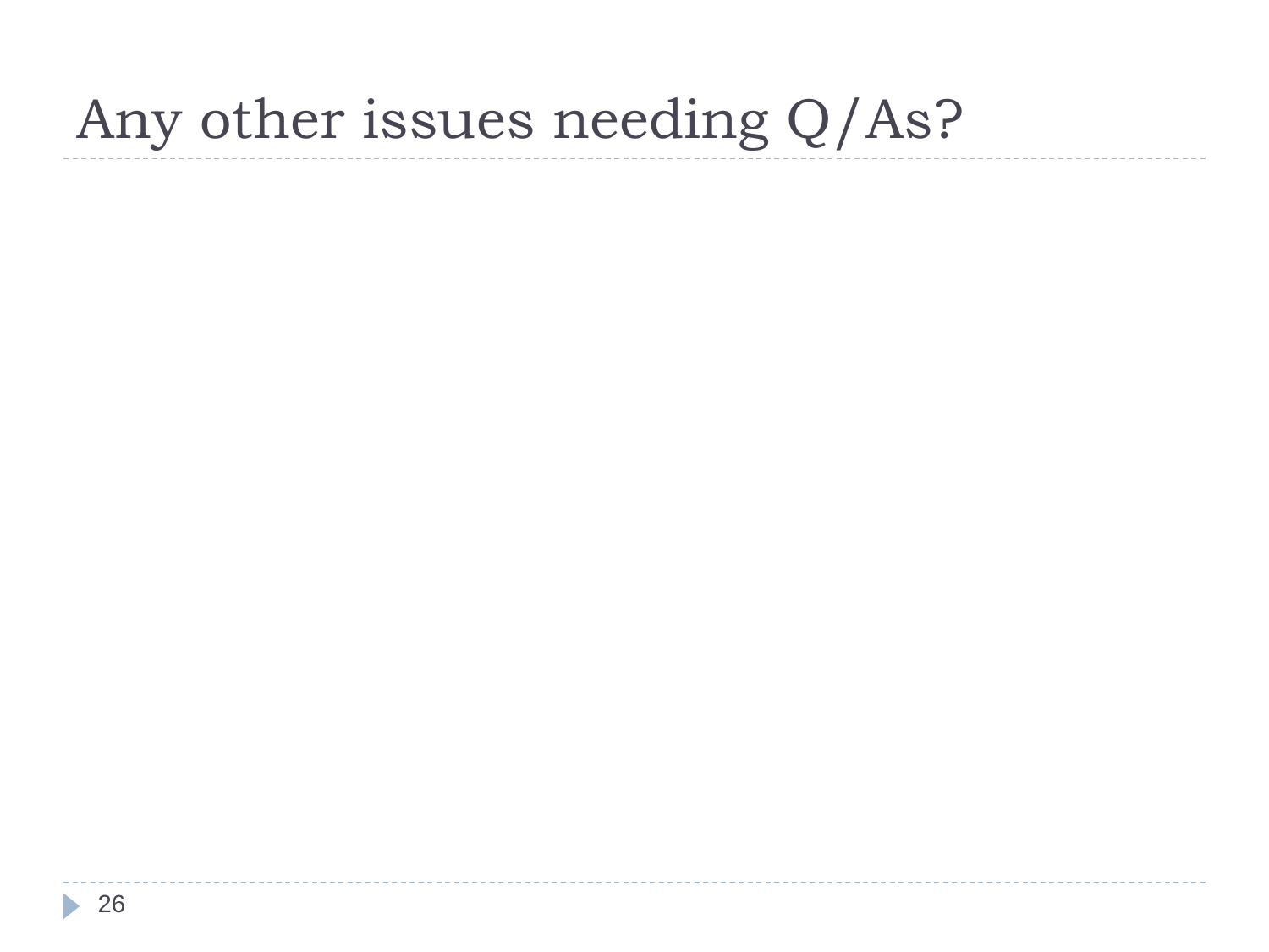# Any other issues needing Q/As?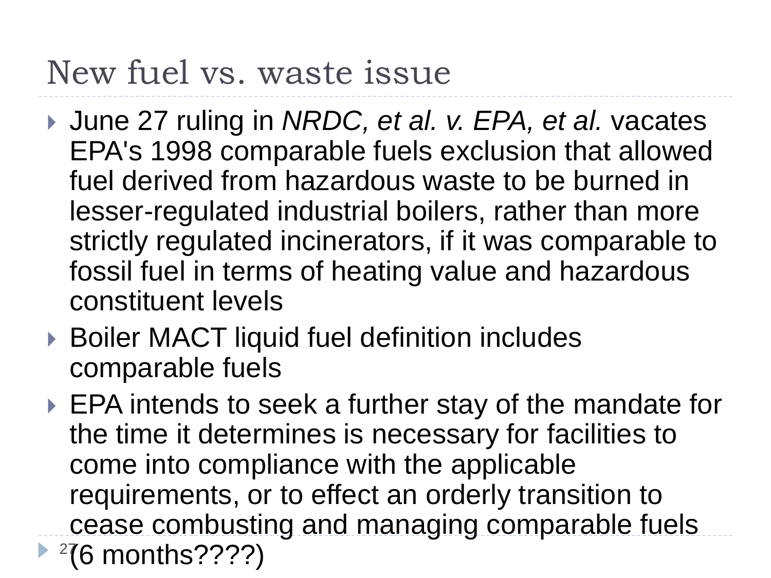# New fuel vs. waste issue

- June 27 ruling in *NRDC, et al. v. EPA, et al.* vacates EPA's 1998 comparable fuels exclusion that allowed fuel derived from hazardous waste to be burned in lesser-regulated industrial boilers, rather than more strictly regulated incinerators, if it was comparable to fossil fuel in terms of heating value and hazardous constituent levels
- Boiler MACT liquid fuel definition includes comparable fuels
- EPA intends to seek a further stay of the mandate for the time it determines is necessary for facilities to come into compliance with the applicable requirements, or to effect an orderly transition to cease combusting and managing comparable fuels (6 months????)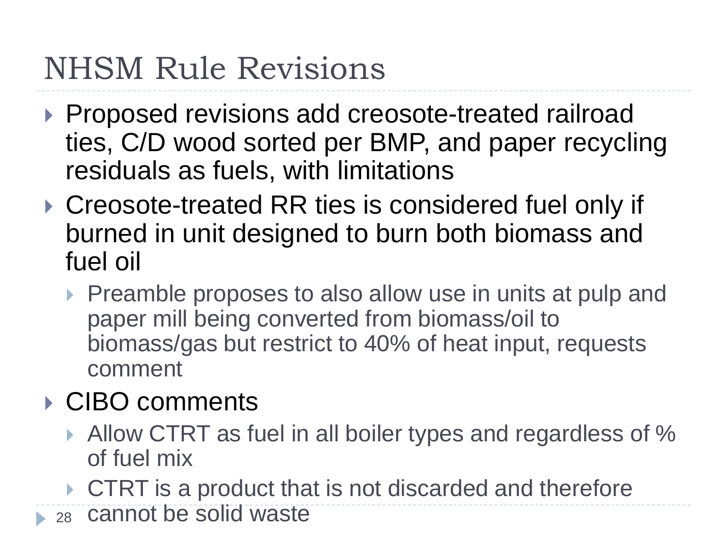# NHSM Rule Revisions

- Proposed revisions add creosote-treated railroad ties, C/D wood sorted per BMP, and paper recycling residuals as fuels, with limitations
- Creosote-treated RR ties is considered fuel only if burned in unit designed to burn both biomass and fuel oil
  - Preamble proposes to also allow use in units at pulp and paper mill being converted from biomass/oil to biomass/gas but restrict to 40% of heat input, requests comment
- CIBO comments
  - Allow CTRT as fuel in all boiler types and regardless of % of fuel mix
  - CTRT is a product that is not discarded and therefore cannot be solid waste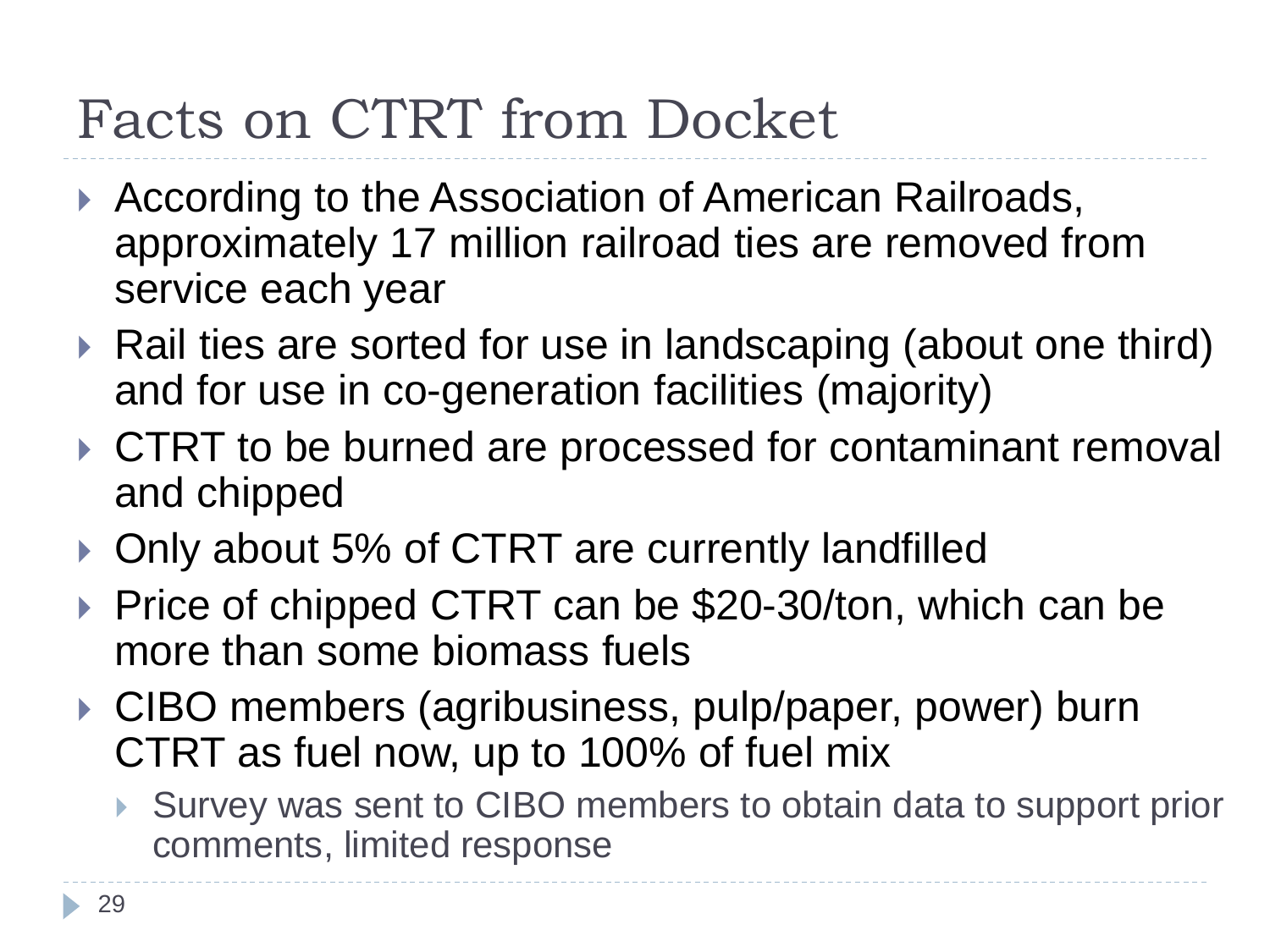# Facts on CTRT from Docket

- According to the Association of American Railroads, approximately 17 million railroad ties are removed from service each year
- Rail ties are sorted for use in landscaping (about one third) and for use in co-generation facilities (majority)
- CTRT to be burned are processed for contaminant removal and chipped
- Only about 5% of CTRT are currently landfilled
- Price of chipped CTRT can be $20-30/ton, which can be more than some biomass fuels
- CIBO members (agribusiness, pulp/paper, power) burn CTRT as fuel now, up to 100% of fuel mix
  - Survey was sent to CIBO members to obtain data to support prior comments, limited response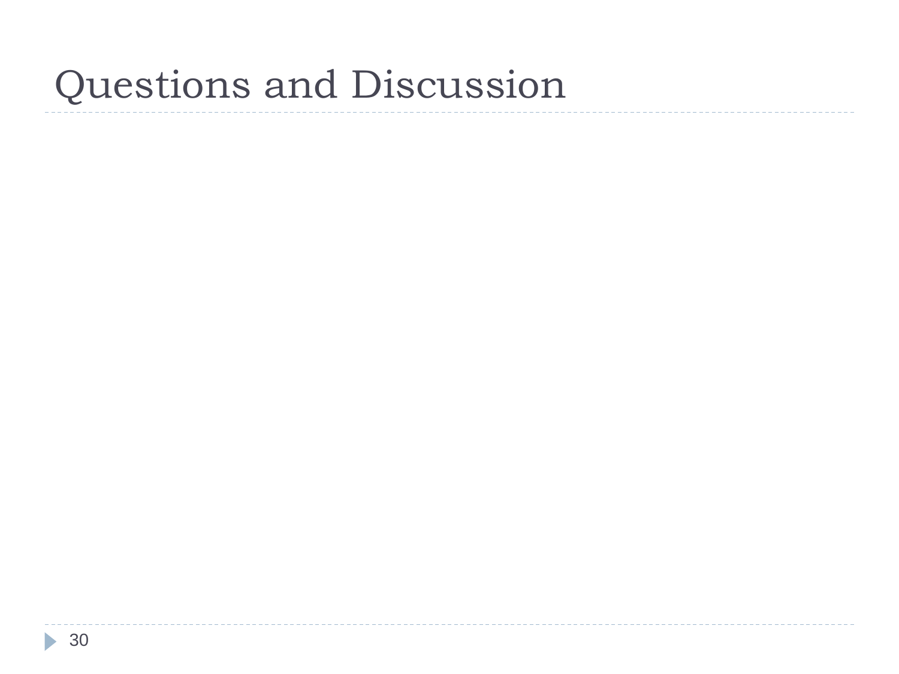# Questions and Discussion